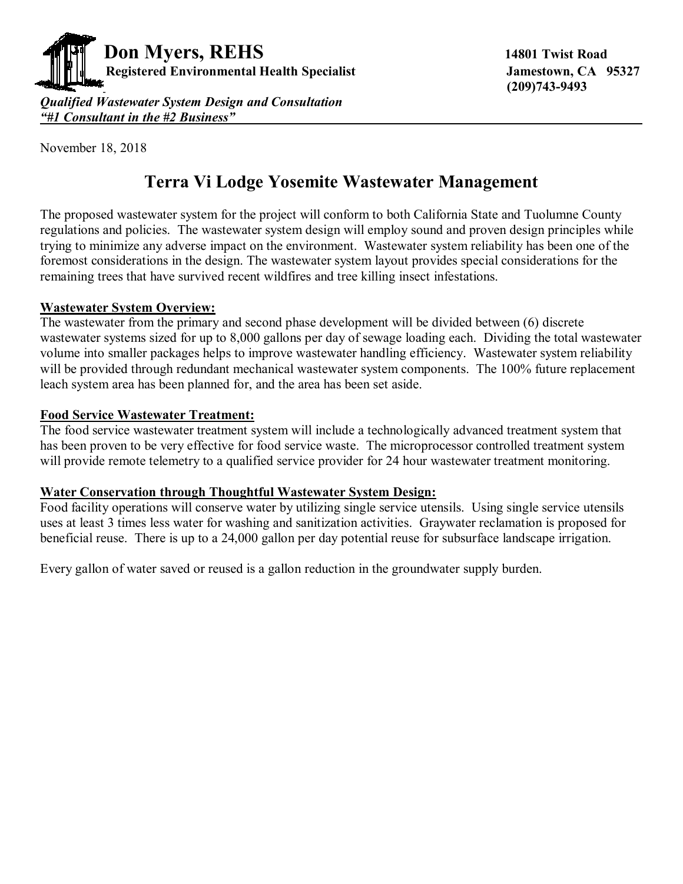**Don Myers, REHS**
**Registered Environmental Health Specialist**

**14801 Twist Road**
**Jamestown, CA 95327**
**(209)743-9493**

***Qualified Wastewater System Design and Consultation***
***"#1 Consultant in the #2 Business"***

November 18, 2018

# Terra Vi Lodge Yosemite Wastewater Management

The proposed wastewater system for the project will conform to both California State and Tuolumne County regulations and policies. The wastewater system design will employ sound and proven design principles while trying to minimize any adverse impact on the environment. Wastewater system reliability has been one of the foremost considerations in the design. The wastewater system layout provides special considerations for the remaining trees that have survived recent wildfires and tree killing insect infestations.

**Wastewater System Overview:**
The wastewater from the primary and second phase development will be divided between (6) discrete wastewater systems sized for up to 8,000 gallons per day of sewage loading each. Dividing the total wastewater volume into smaller packages helps to improve wastewater handling efficiency. Wastewater system reliability will be provided through redundant mechanical wastewater system components. The 100% future replacement leach system area has been planned for, and the area has been set aside.

**Food Service Wastewater Treatment:**
The food service wastewater treatment system will include a technologically advanced treatment system that has been proven to be very effective for food service waste. The microprocessor controlled treatment system will provide remote telemetry to a qualified service provider for 24 hour wastewater treatment monitoring.

**Water Conservation through Thoughtful Wastewater System Design:**
Food facility operations will conserve water by utilizing single service utensils. Using single service utensils uses at least 3 times less water for washing and sanitization activities. Graywater reclamation is proposed for beneficial reuse. There is up to a 24,000 gallon per day potential reuse for subsurface landscape irrigation.

Every gallon of water saved or reused is a gallon reduction in the groundwater supply burden.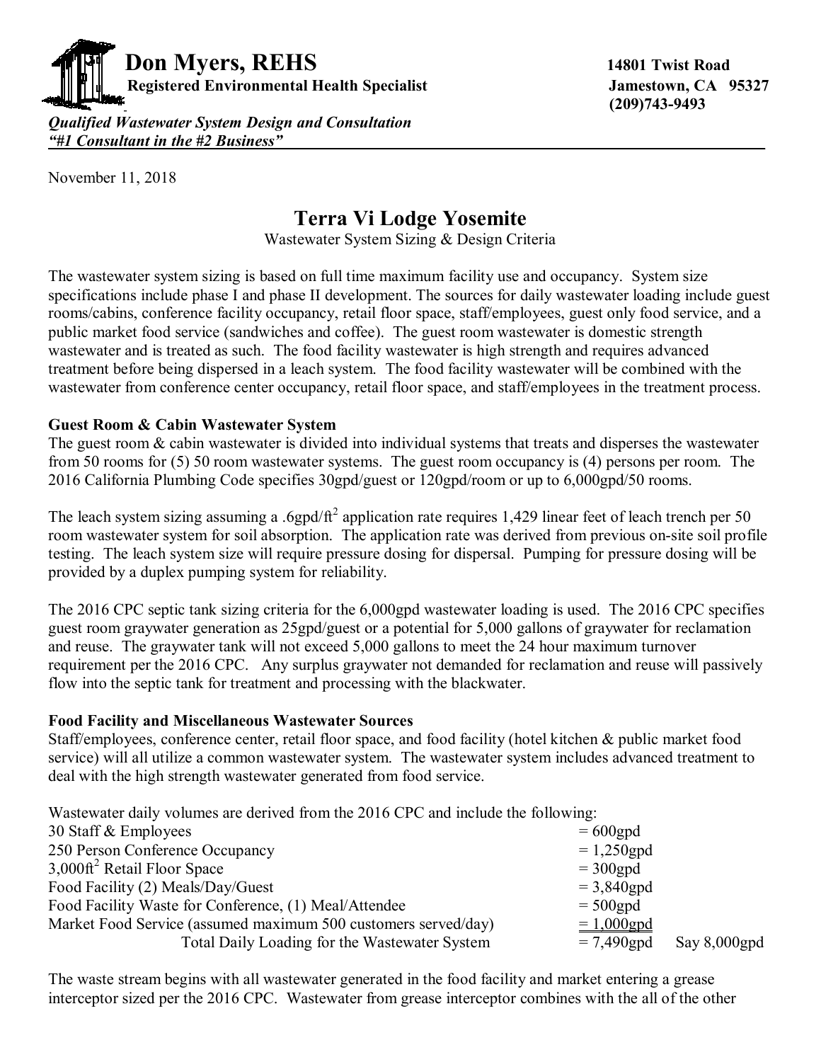**Don Myers, REHS**
**Registered Environmental Health Specialist**

**14801 Twist Road**
**Jamestown, CA 95327**
**(209)743-9493**

***Qualified Wastewater System Design and Consultation***
***"#1 Consultant in the #2 Business"***

November 11, 2018

# Terra Vi Lodge Yosemite

Wastewater System Sizing & Design Criteria

The wastewater system sizing is based on full time maximum facility use and occupancy. System size specifications include phase I and phase II development. The sources for daily wastewater loading include guest rooms/cabins, conference facility occupancy, retail floor space, staff/employees, guest only food service, and a public market food service (sandwiches and coffee). The guest room wastewater is domestic strength wastewater and is treated as such. The food facility wastewater is high strength and requires advanced treatment before being dispersed in a leach system. The food facility wastewater will be combined with the wastewater from conference center occupancy, retail floor space, and staff/employees in the treatment process.

**Guest Room & Cabin Wastewater System**

The guest room & cabin wastewater is divided into individual systems that treats and disperses the wastewater from 50 rooms for (5) 50 room wastewater systems. The guest room occupancy is (4) persons per room. The 2016 California Plumbing Code specifies 30gpd/guest or 120gpd/room or up to 6,000gpd/50 rooms.

The leach system sizing assuming a .6gpd/ft$^2$ application rate requires 1,429 linear feet of leach trench per 50 room wastewater system for soil absorption. The application rate was derived from previous on-site soil profile testing. The leach system size will require pressure dosing for dispersal. Pumping for pressure dosing will be provided by a duplex pumping system for reliability.

The 2016 CPC septic tank sizing criteria for the 6,000gpd wastewater loading is used. The 2016 CPC specifies guest room graywater generation as 25gpd/guest or a potential for 5,000 gallons of graywater for reclamation and reuse. The graywater tank will not exceed 5,000 gallons to meet the 24 hour maximum turnover requirement per the 2016 CPC. Any surplus graywater not demanded for reclamation and reuse will passively flow into the septic tank for treatment and processing with the blackwater.

**Food Facility and Miscellaneous Wastewater Sources**

Staff/employees, conference center, retail floor space, and food facility (hotel kitchen & public market food service) will all utilize a common wastewater system. The wastewater system includes advanced treatment to deal with the high strength wastewater generated from food service.

Wastewater daily volumes are derived from the 2016 CPC and include the following:

| | | |
|---|---|---|
| 30 Staff & Employees | = 600gpd | |
| 250 Person Conference Occupancy | = 1,250gpd | |
| 3,000ft$^2$ Retail Floor Space | = 300gpd | |
| Food Facility (2) Meals/Day/Guest | = 3,840gpd | |
| Food Facility Waste for Conference, (1) Meal/Attendee | = 500gpd | |
| Market Food Service (assumed maximum 500 customers served/day) | = 1,000gpd | |
| Total Daily Loading for the Wastewater System | = 7,490gpd | Say 8,000gpd |

The waste stream begins with all wastewater generated in the food facility and market entering a grease interceptor sized per the 2016 CPC. Wastewater from grease interceptor combines with the all of the other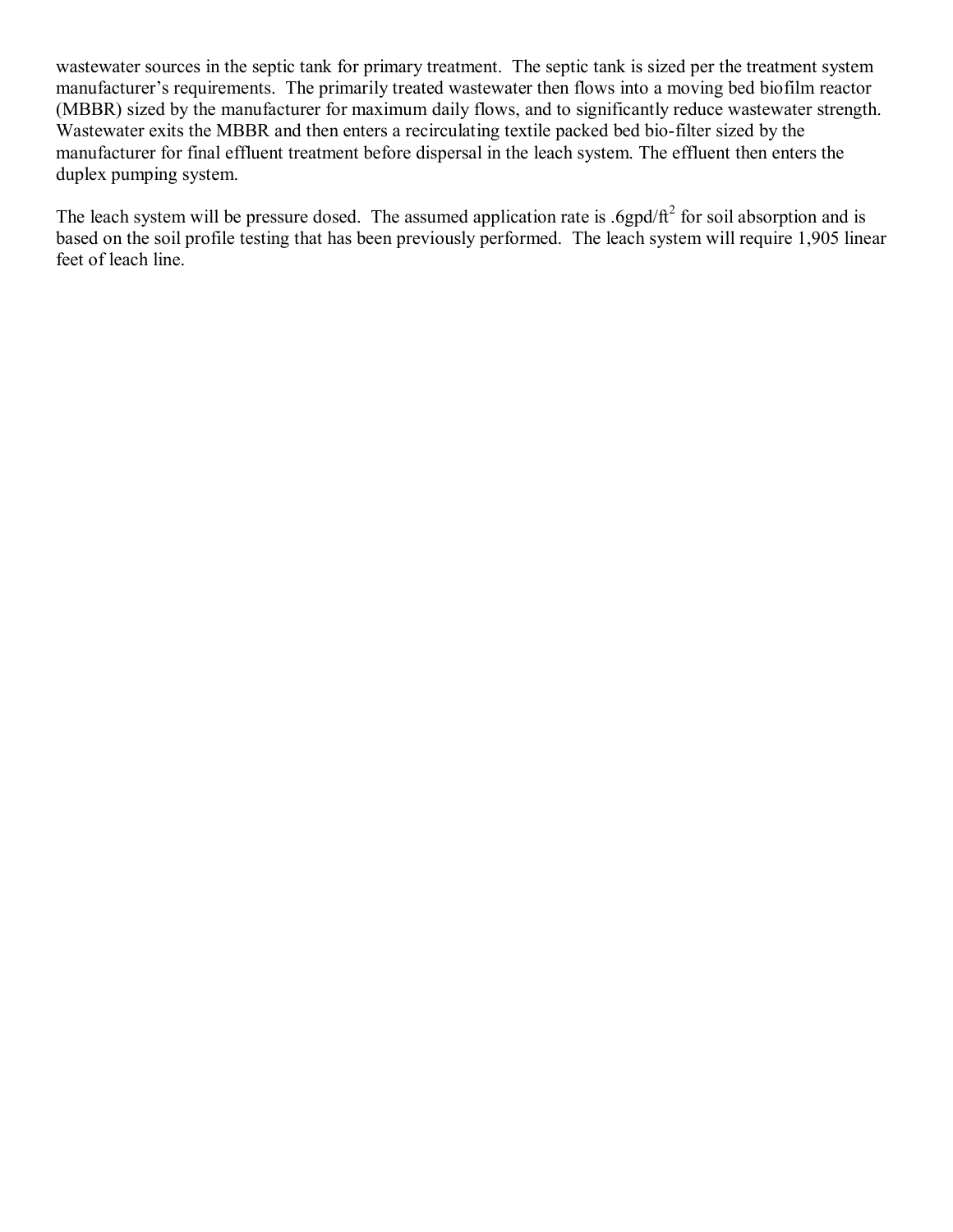wastewater sources in the septic tank for primary treatment. The septic tank is sized per the treatment system manufacturer's requirements. The primarily treated wastewater then flows into a moving bed biofilm reactor (MBBR) sized by the manufacturer for maximum daily flows, and to significantly reduce wastewater strength. Wastewater exits the MBBR and then enters a recirculating textile packed bed bio-filter sized by the manufacturer for final effluent treatment before dispersal in the leach system. The effluent then enters the duplex pumping system.

The leach system will be pressure dosed. The assumed application rate is .6gpd/$ft^2$ for soil absorption and is based on the soil profile testing that has been previously performed. The leach system will require 1,905 linear feet of leach line.